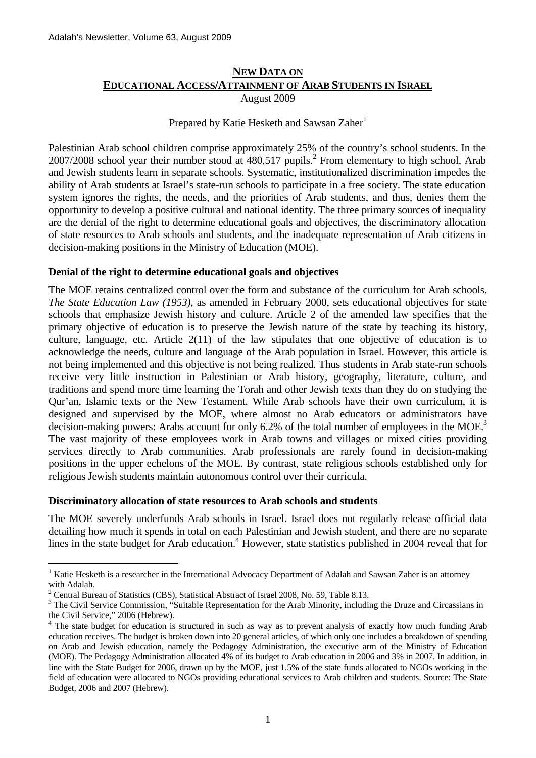## NEW DATA ON EDUCATIONAL ACCESS/ATTAINMENT OF ARAB STUDENTS IN ISRAEL

August 2009

Prepared by Katie Hesketh and Sawsan Zaher[1]

Palestinian Arab school children comprise approximately 25% of the country's school students. In the 2007/2008 school year their number stood at 480,517 pupils.[2] From elementary to high school, Arab and Jewish students learn in separate schools. Systematic, institutionalized discrimination impedes the ability of Arab students at Israel's state-run schools to participate in a free society. The state education system ignores the rights, the needs, and the priorities of Arab students, and thus, denies them the opportunity to develop a positive cultural and national identity. The three primary sources of inequality are the denial of the right to determine educational goals and objectives, the discriminatory allocation of state resources to Arab schools and students, and the inadequate representation of Arab citizens in decision-making positions in the Ministry of Education (MOE).

### Denial of the right to determine educational goals and objectives

The MOE retains centralized control over the form and substance of the curriculum for Arab schools. *The State Education Law (1953)*, as amended in February 2000, sets educational objectives for state schools that emphasize Jewish history and culture. Article 2 of the amended law specifies that the primary objective of education is to preserve the Jewish nature of the state by teaching its history, culture, language, etc. Article 2(11) of the law stipulates that one objective of education is to acknowledge the needs, culture and language of the Arab population in Israel. However, this article is not being implemented and this objective is not being realized. Thus students in Arab state-run schools receive very little instruction in Palestinian or Arab history, geography, literature, culture, and traditions and spend more time learning the Torah and other Jewish texts than they do on studying the Qur'an, Islamic texts or the New Testament. While Arab schools have their own curriculum, it is designed and supervised by the MOE, where almost no Arab educators or administrators have decision-making powers: Arabs account for only 6.2% of the total number of employees in the MOE.[3] The vast majority of these employees work in Arab towns and villages or mixed cities providing services directly to Arab communities. Arab professionals are rarely found in decision-making positions in the upper echelons of the MOE. By contrast, state religious schools established only for religious Jewish students maintain autonomous control over their curricula.

### Discriminatory allocation of state resources to Arab schools and students

The MOE severely underfunds Arab schools in Israel. Israel does not regularly release official data detailing how much it spends in total on each Palestinian and Jewish student, and there are no separate lines in the state budget for Arab education.[4] However, state statistics published in 2004 reveal that for

---

[1] Katie Hesketh is a researcher in the International Advocacy Department of Adalah and Sawsan Zaher is an attorney with Adalah.

[2] Central Bureau of Statistics (CBS), Statistical Abstract of Israel 2008, No. 59, Table 8.13.

[3] The Civil Service Commission, "Suitable Representation for the Arab Minority, including the Druze and Circassians in the Civil Service," 2006 (Hebrew).

[4] The state budget for education is structured in such as way as to prevent analysis of exactly how much funding Arab education receives. The budget is broken down into 20 general articles, of which only one includes a breakdown of spending on Arab and Jewish education, namely the Pedagogy Administration, the executive arm of the Ministry of Education (MOE). The Pedagogy Administration allocated 4% of its budget to Arab education in 2006 and 3% in 2007. In addition, in line with the State Budget for 2006, drawn up by the MOE, just 1.5% of the state funds allocated to NGOs working in the field of education were allocated to NGOs providing educational services to Arab children and students. Source: The State Budget, 2006 and 2007 (Hebrew).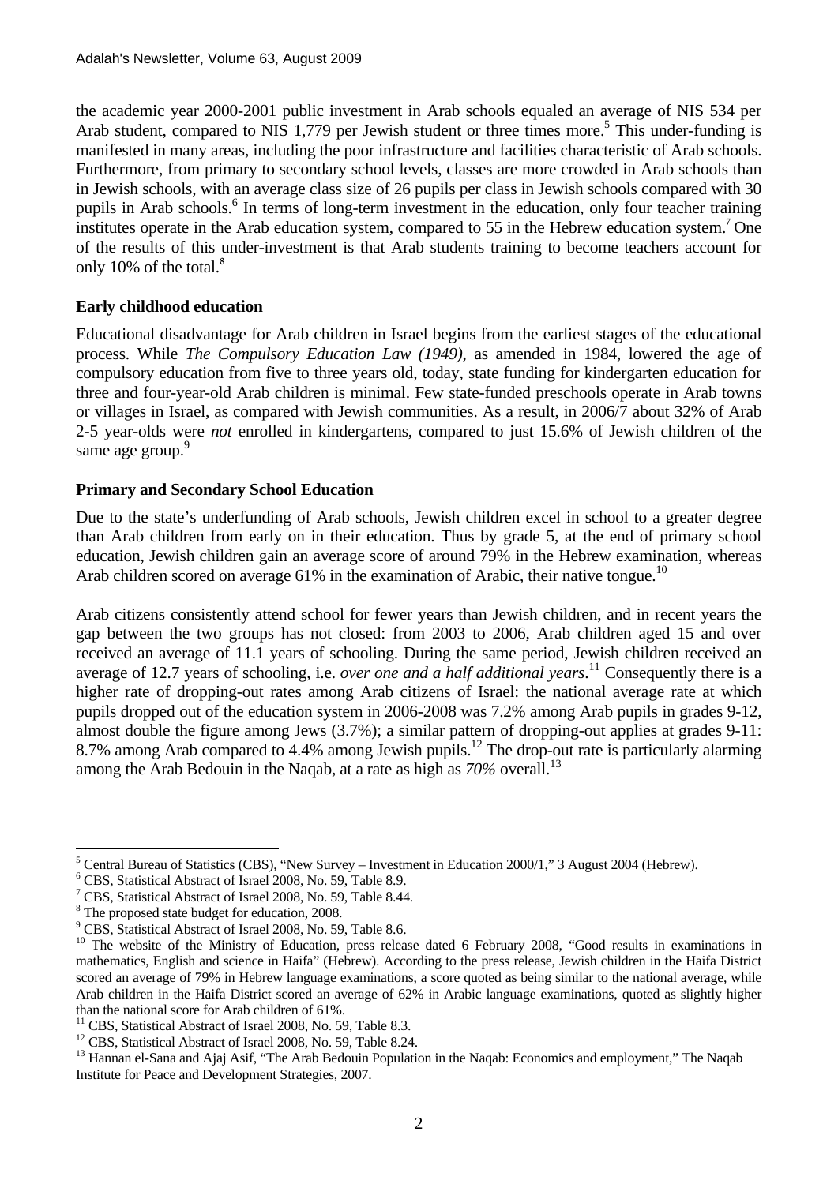the academic year 2000-2001 public investment in Arab schools equaled an average of NIS 534 per Arab student, compared to NIS 1,779 per Jewish student or three times more.[5] This under-funding is manifested in many areas, including the poor infrastructure and facilities characteristic of Arab schools. Furthermore, from primary to secondary school levels, classes are more crowded in Arab schools than in Jewish schools, with an average class size of 26 pupils per class in Jewish schools compared with 30 pupils in Arab schools.[6] In terms of long-term investment in the education, only four teacher training institutes operate in the Arab education system, compared to 55 in the Hebrew education system.[7] One of the results of this under-investment is that Arab students training to become teachers account for only 10% of the total.[8]

**Early childhood education**

Educational disadvantage for Arab children in Israel begins from the earliest stages of the educational process. While *The Compulsory Education Law (1949)*, as amended in 1984, lowered the age of compulsory education from five to three years old, today, state funding for kindergarten education for three and four-year-old Arab children is minimal. Few state-funded preschools operate in Arab towns or villages in Israel, as compared with Jewish communities. As a result, in 2006/7 about 32% of Arab 2-5 year-olds were *not* enrolled in kindergartens, compared to just 15.6% of Jewish children of the same age group.[9]

**Primary and Secondary School Education**

Due to the state's underfunding of Arab schools, Jewish children excel in school to a greater degree than Arab children from early on in their education. Thus by grade 5, at the end of primary school education, Jewish children gain an average score of around 79% in the Hebrew examination, whereas Arab children scored on average 61% in the examination of Arabic, their native tongue.[10]

Arab citizens consistently attend school for fewer years than Jewish children, and in recent years the gap between the two groups has not closed: from 2003 to 2006, Arab children aged 15 and over received an average of 11.1 years of schooling. During the same period, Jewish children received an average of 12.7 years of schooling, i.e. *over one and a half additional years*.[11] Consequently there is a higher rate of dropping-out rates among Arab citizens of Israel: the national average rate at which pupils dropped out of the education system in 2006-2008 was 7.2% among Arab pupils in grades 9-12, almost double the figure among Jews (3.7%); a similar pattern of dropping-out applies at grades 9-11: 8.7% among Arab compared to 4.4% among Jewish pupils.[12] The drop-out rate is particularly alarming among the Arab Bedouin in the Naqab, at a rate as high as *70%* overall.[13]

---

[5] Central Bureau of Statistics (CBS), "New Survey – Investment in Education 2000/1," 3 August 2004 (Hebrew).

[6] CBS, Statistical Abstract of Israel 2008, No. 59, Table 8.9.

[7] CBS, Statistical Abstract of Israel 2008, No. 59, Table 8.44.

[8] The proposed state budget for education, 2008.

[9] CBS, Statistical Abstract of Israel 2008, No. 59, Table 8.6.

[10] The website of the Ministry of Education, press release dated 6 February 2008, "Good results in examinations in mathematics, English and science in Haifa" (Hebrew). According to the press release, Jewish children in the Haifa District scored an average of 79% in Hebrew language examinations, a score quoted as being similar to the national average, while Arab children in the Haifa District scored an average of 62% in Arabic language examinations, quoted as slightly higher than the national score for Arab children of 61%.

[11] CBS, Statistical Abstract of Israel 2008, No. 59, Table 8.3.

[12] CBS, Statistical Abstract of Israel 2008, No. 59, Table 8.24.

[13] Hannan el-Sana and Ajaj Asif, "The Arab Bedouin Population in the Naqab: Economics and employment," The Naqab Institute for Peace and Development Strategies, 2007.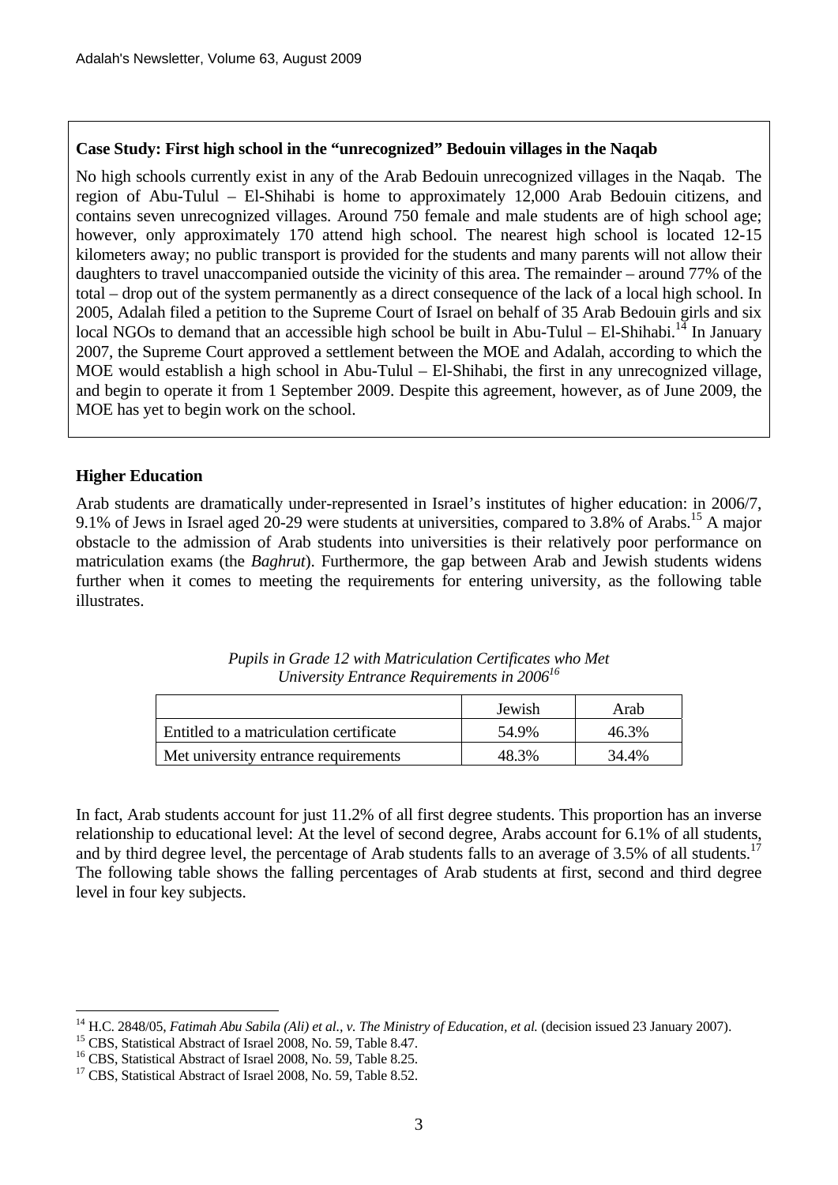**Case Study: First high school in the "unrecognized" Bedouin villages in the Naqab**

No high schools currently exist in any of the Arab Bedouin unrecognized villages in the Naqab. The region of Abu-Tulul – El-Shihabi is home to approximately 12,000 Arab Bedouin citizens, and contains seven unrecognized villages. Around 750 female and male students are of high school age; however, only approximately 170 attend high school. The nearest high school is located 12-15 kilometers away; no public transport is provided for the students and many parents will not allow their daughters to travel unaccompanied outside the vicinity of this area. The remainder – around 77% of the total – drop out of the system permanently as a direct consequence of the lack of a local high school. In 2005, Adalah filed a petition to the Supreme Court of Israel on behalf of 35 Arab Bedouin girls and six local NGOs to demand that an accessible high school be built in Abu-Tulul – El-Shihabi.[14] In January 2007, the Supreme Court approved a settlement between the MOE and Adalah, according to which the MOE would establish a high school in Abu-Tulul – El-Shihabi, the first in any unrecognized village, and begin to operate it from 1 September 2009. Despite this agreement, however, as of June 2009, the MOE has yet to begin work on the school.

### Higher Education

Arab students are dramatically under-represented in Israel's institutes of higher education: in 2006/7, 9.1% of Jews in Israel aged 20-29 were students at universities, compared to 3.8% of Arabs.[15] A major obstacle to the admission of Arab students into universities is their relatively poor performance on matriculation exams (the *Baghrut*). Furthermore, the gap between Arab and Jewish students widens further when it comes to meeting the requirements for entering university, as the following table illustrates.

*Pupils in Grade 12 with Matriculation Certificates who Met University Entrance Requirements in 2006*[16]

| | Jewish | Arab |
|---|---|---|
| Entitled to a matriculation certificate | 54.9% | 46.3% |
| Met university entrance requirements | 48.3% | 34.4% |

In fact, Arab students account for just 11.2% of all first degree students. This proportion has an inverse relationship to educational level: At the level of second degree, Arabs account for 6.1% of all students, and by third degree level, the percentage of Arab students falls to an average of 3.5% of all students.[17] The following table shows the falling percentages of Arab students at first, second and third degree level in four key subjects.

---

[14] H.C. 2848/05, *Fatimah Abu Sabila (Ali) et al., v. The Ministry of Education, et al.* (decision issued 23 January 2007).

[15] CBS, Statistical Abstract of Israel 2008, No. 59, Table 8.47.

[16] CBS, Statistical Abstract of Israel 2008, No. 59, Table 8.25.

[17] CBS, Statistical Abstract of Israel 2008, No. 59, Table 8.52.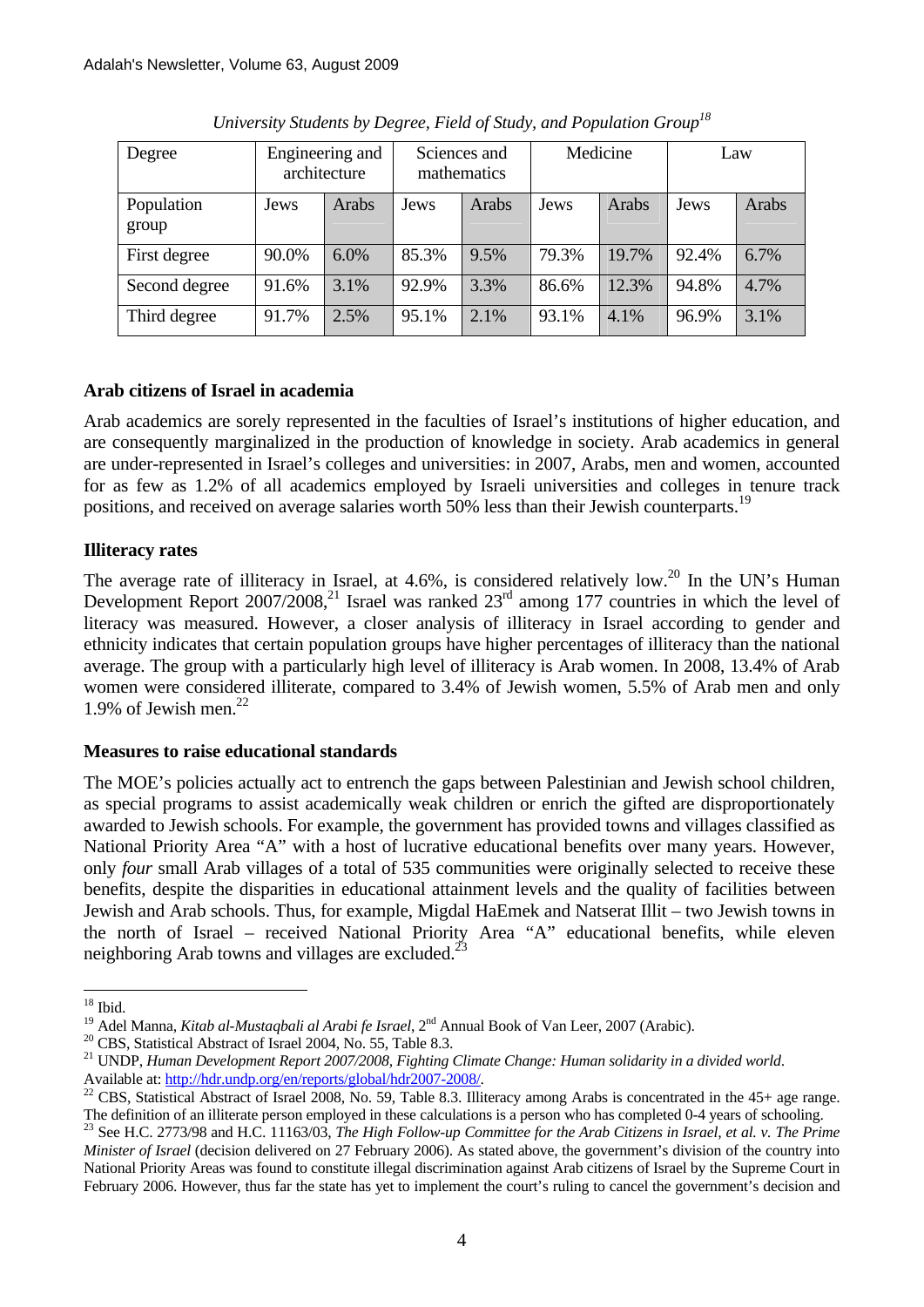*University Students by Degree, Field of Study, and Population Group*[18]

| Degree | Engineering and architecture | | Sciences and mathematics | | Medicine | | Law | |
|---|---|---|---|---|---|---|---|---|
| Population group | Jews | Arabs | Jews | Arabs | Jews | Arabs | Jews | Arabs |
| First degree | 90.0% | 6.0% | 85.3% | 9.5% | 79.3% | 19.7% | 92.4% | 6.7% |
| Second degree | 91.6% | 3.1% | 92.9% | 3.3% | 86.6% | 12.3% | 94.8% | 4.7% |
| Third degree | 91.7% | 2.5% | 95.1% | 2.1% | 93.1% | 4.1% | 96.9% | 3.1% |

**Arab citizens of Israel in academia**

Arab academics are sorely represented in the faculties of Israel's institutions of higher education, and are consequently marginalized in the production of knowledge in society. Arab academics in general are under-represented in Israel's colleges and universities: in 2007, Arabs, men and women, accounted for as few as 1.2% of all academics employed by Israeli universities and colleges in tenure track positions, and received on average salaries worth 50% less than their Jewish counterparts.[19]

**Illiteracy rates**

The average rate of illiteracy in Israel, at 4.6%, is considered relatively low.[20] In the UN's Human Development Report 2007/2008,[21] Israel was ranked 23rd among 177 countries in which the level of literacy was measured. However, a closer analysis of illiteracy in Israel according to gender and ethnicity indicates that certain population groups have higher percentages of illiteracy than the national average. The group with a particularly high level of illiteracy is Arab women. In 2008, 13.4% of Arab women were considered illiterate, compared to 3.4% of Jewish women, 5.5% of Arab men and only 1.9% of Jewish men.[22]

**Measures to raise educational standards**

The MOE's policies actually act to entrench the gaps between Palestinian and Jewish school children, as special programs to assist academically weak children or enrich the gifted are disproportionately awarded to Jewish schools. For example, the government has provided towns and villages classified as National Priority Area "A" with a host of lucrative educational benefits over many years. However, only *four* small Arab villages of a total of 535 communities were originally selected to receive these benefits, despite the disparities in educational attainment levels and the quality of facilities between Jewish and Arab schools. Thus, for example, Migdal HaEmek and Natserat Illit – two Jewish towns in the north of Israel – received National Priority Area "A" educational benefits, while eleven neighboring Arab towns and villages are excluded.[23]

---

[18] Ibid.

[19] Adel Manna, *Kitab al-Mustaqbali al Arabi fe Israel*, 2nd Annual Book of Van Leer, 2007 (Arabic).

[20] CBS, Statistical Abstract of Israel 2004, No. 55, Table 8.3.

[21] UNDP, *Human Development Report 2007/2008, Fighting Climate Change: Human solidarity in a divided world*. Available at: http://hdr.undp.org/en/reports/global/hdr2007-2008/.

[22] CBS, Statistical Abstract of Israel 2008, No. 59, Table 8.3. Illiteracy among Arabs is concentrated in the 45+ age range. The definition of an illiterate person employed in these calculations is a person who has completed 0-4 years of schooling.

[23] See H.C. 2773/98 and H.C. 11163/03, *The High Follow-up Committee for the Arab Citizens in Israel, et al. v. The Prime Minister of Israel* (decision delivered on 27 February 2006). As stated above, the government's division of the country into National Priority Areas was found to constitute illegal discrimination against Arab citizens of Israel by the Supreme Court in February 2006. However, thus far the state has yet to implement the court's ruling to cancel the government's decision and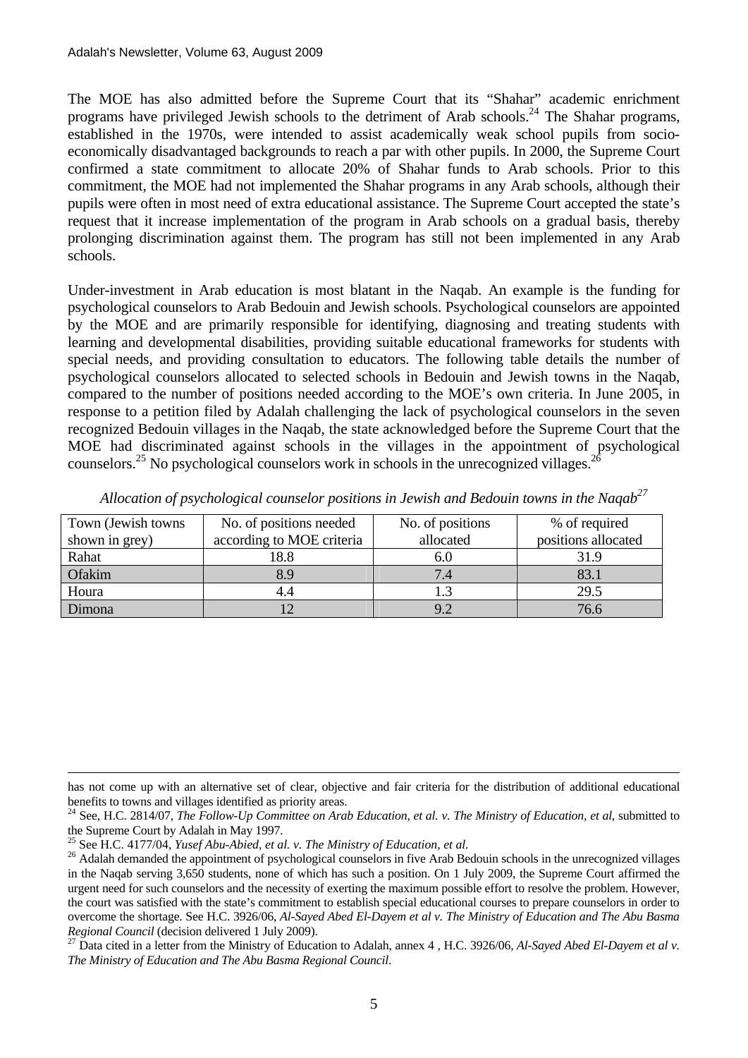The MOE has also admitted before the Supreme Court that its "Shahar" academic enrichment programs have privileged Jewish schools to the detriment of Arab schools.[24] The Shahar programs, established in the 1970s, were intended to assist academically weak school pupils from socio-economically disadvantaged backgrounds to reach a par with other pupils. In 2000, the Supreme Court confirmed a state commitment to allocate 20% of Shahar funds to Arab schools. Prior to this commitment, the MOE had not implemented the Shahar programs in any Arab schools, although their pupils were often in most need of extra educational assistance. The Supreme Court accepted the state's request that it increase implementation of the program in Arab schools on a gradual basis, thereby prolonging discrimination against them. The program has still not been implemented in any Arab schools.

Under-investment in Arab education is most blatant in the Naqab. An example is the funding for psychological counselors to Arab Bedouin and Jewish schools. Psychological counselors are appointed by the MOE and are primarily responsible for identifying, diagnosing and treating students with learning and developmental disabilities, providing suitable educational frameworks for students with special needs, and providing consultation to educators. The following table details the number of psychological counselors allocated to selected schools in Bedouin and Jewish towns in the Naqab, compared to the number of positions needed according to the MOE's own criteria. In June 2005, in response to a petition filed by Adalah challenging the lack of psychological counselors in the seven recognized Bedouin villages in the Naqab, the state acknowledged before the Supreme Court that the MOE had discriminated against schools in the villages in the appointment of psychological counselors.[25] No psychological counselors work in schools in the unrecognized villages.[26]

*Allocation of psychological counselor positions in Jewish and Bedouin towns in the Naqab[27]*

| Town (Jewish towns shown in grey) | No. of positions needed according to MOE criteria | No. of positions allocated | % of required positions allocated |
|---|---|---|---|
| Rahat | 18.8 | 6.0 | 31.9 |
| Ofakim | 8.9 | 7.4 | 83.1 |
| Houra | 4.4 | 1.3 | 29.5 |
| Dimona | 12 | 9.2 | 76.6 |

---

has not come up with an alternative set of clear, objective and fair criteria for the distribution of additional educational benefits to towns and villages identified as priority areas.

[24] See, H.C. 2814/07, *The Follow-Up Committee on Arab Education, et al. v. The Ministry of Education, et al*, submitted to the Supreme Court by Adalah in May 1997.

[25] See H.C. 4177/04, *Yusef Abu-Abied, et al. v. The Ministry of Education, et al.*

[26] Adalah demanded the appointment of psychological counselors in five Arab Bedouin schools in the unrecognized villages in the Naqab serving 3,650 students, none of which has such a position. On 1 July 2009, the Supreme Court affirmed the urgent need for such counselors and the necessity of exerting the maximum possible effort to resolve the problem. However, the court was satisfied with the state's commitment to establish special educational courses to prepare counselors in order to overcome the shortage. See H.C. 3926/06, *Al-Sayed Abed El-Dayem et al v. The Ministry of Education and The Abu Basma Regional Council* (decision delivered 1 July 2009).

[27] Data cited in a letter from the Ministry of Education to Adalah, annex 4 , H.C. 3926/06, *Al-Sayed Abed El-Dayem et al v. The Ministry of Education and The Abu Basma Regional Council*.